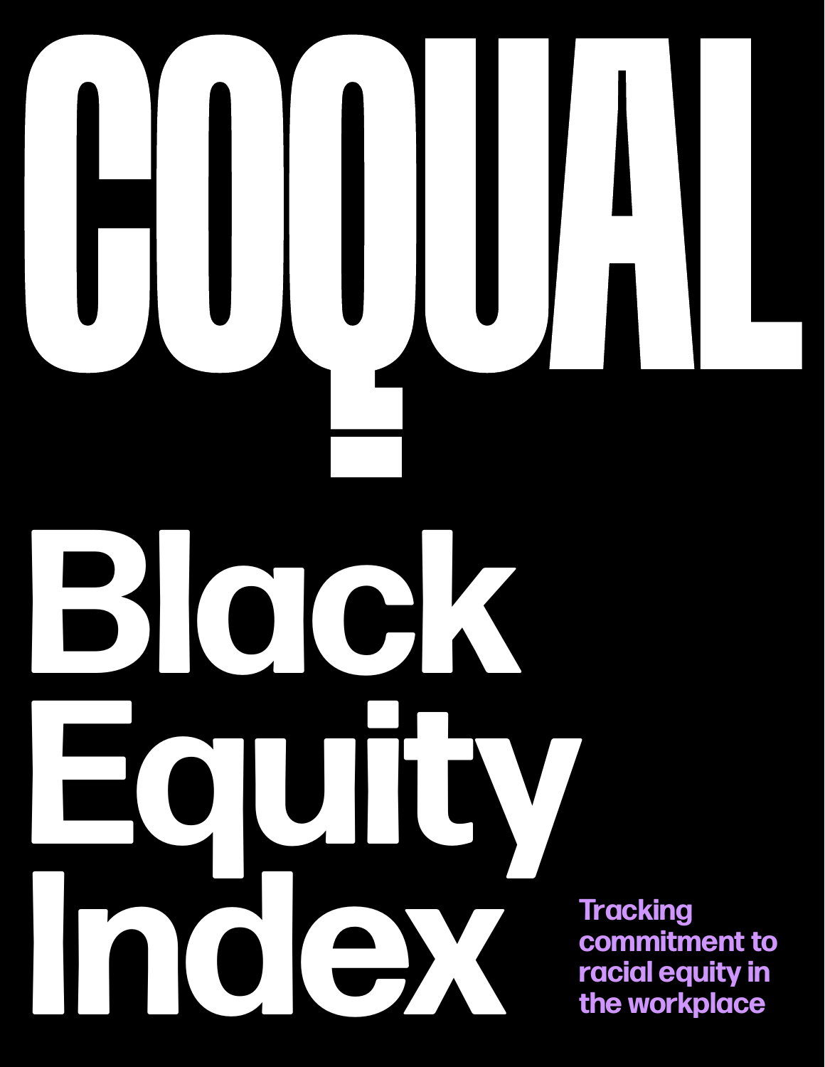# COQUAL

# Black Equity Index

Tracking commitment to racial equity in the workplace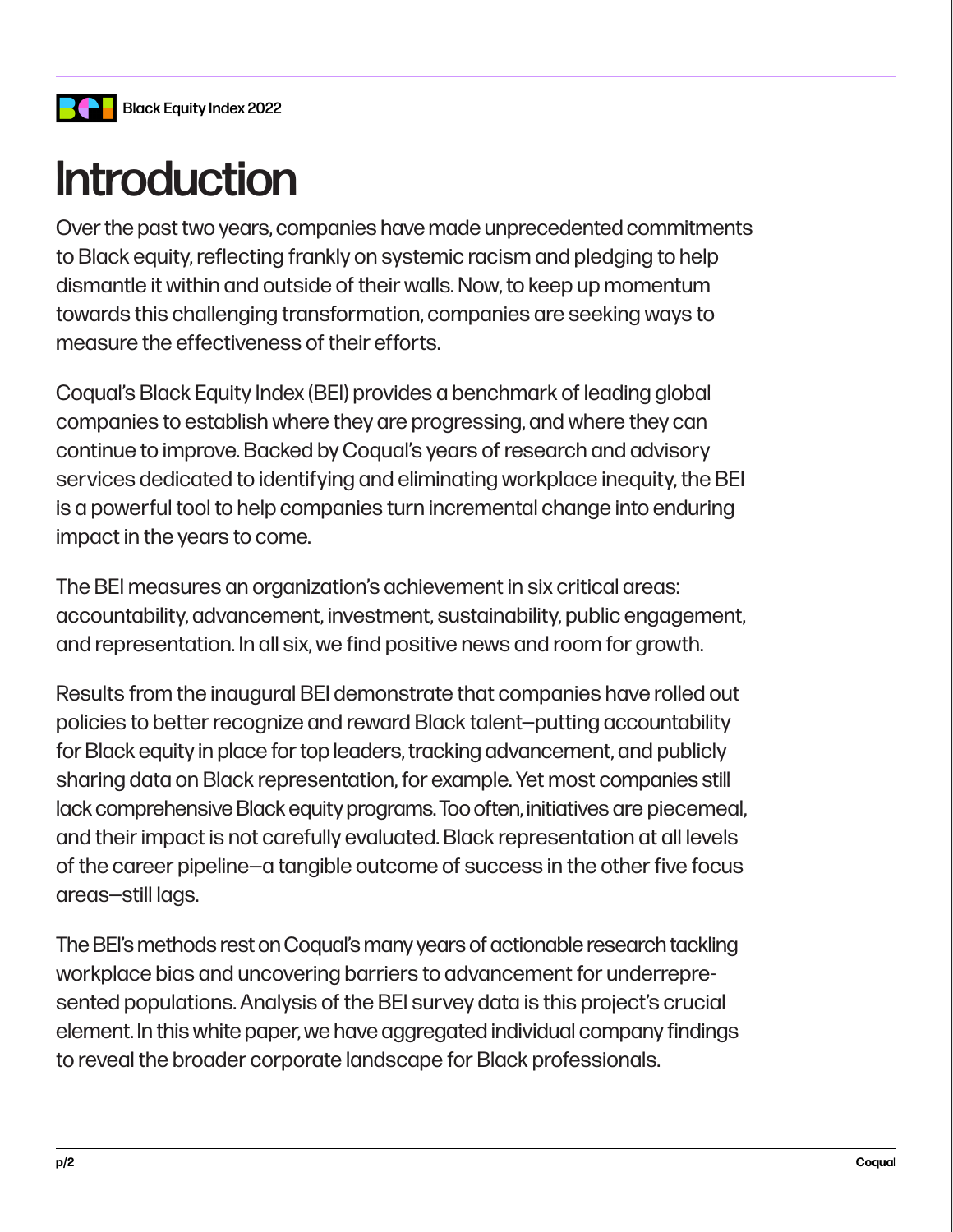# Introduction

Over the past two years, companies have made unprecedented commitments to Black equity, reflecting frankly on systemic racism and pledging to help dismantle it within and outside of their walls. Now, to keep up momentum towards this challenging transformation, companies are seeking ways to measure the effectiveness of their efforts.

Coqual's Black Equity Index (BEI) provides a benchmark of leading global companies to establish where they are progressing, and where they can continue to improve. Backed by Coqual's years of research and advisory services dedicated to identifying and eliminating workplace inequity, the BEI is a powerful tool to help companies turn incremental change into enduring impact in the years to come.

The BEI measures an organization's achievement in six critical areas: accountability, advancement, investment, sustainability, public engagement, and representation. In all six, we find positive news and room for growth.

Results from the inaugural BEI demonstrate that companies have rolled out policies to better recognize and reward Black talent—putting accountability for Black equity in place for top leaders, tracking advancement, and publicly sharing data on Black representation, for example. Yet most companies still lack comprehensive Black equity programs. Too often, initiatives are piecemeal, and their impact is not carefully evaluated. Black representation at all levels of the career pipeline—a tangible outcome of success in the other five focus areas—still lags.

The BEI's methods rest on Coqual's many years of actionable research tackling workplace bias and uncovering barriers to advancement for underrepresented populations. Analysis of the BEI survey data is this project's crucial element. In this white paper, we have aggregated individual company findings to reveal the broader corporate landscape for Black professionals.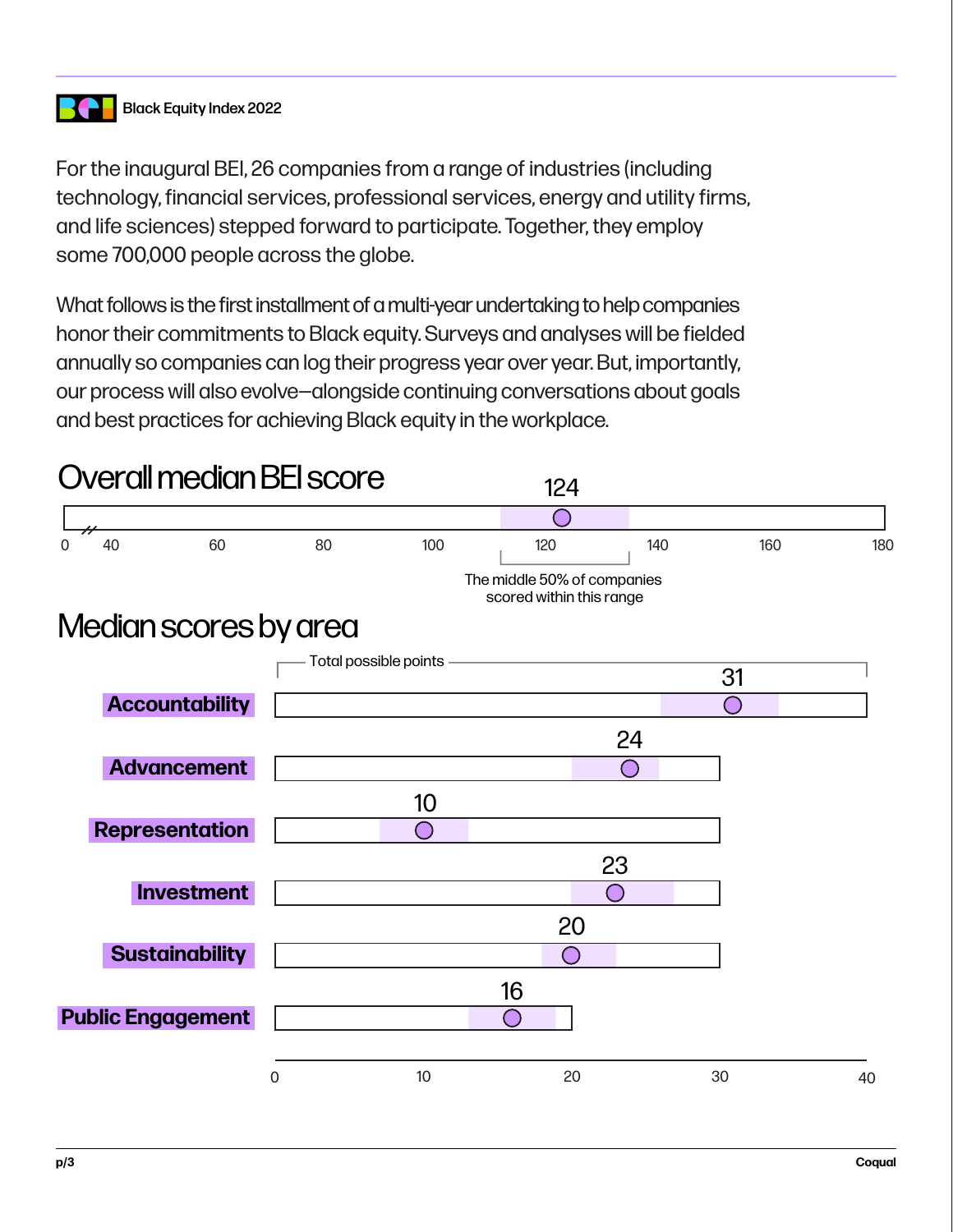For the inaugural BEI, 26 companies from a range of industries (including technology, financial services, professional services, energy and utility firms, and life sciences) stepped forward to participate. Together, they employ some 700,000 people across the globe.

What follows is the first installment of a multi-year undertaking to help companies honor their commitments to Black equity. Surveys and analyses will be fielded annually so companies can log their progress year over year. But, importantly, our process will also evolve—alongside continuing conversations about goals and best practices for achieving Black equity in the workplace.

## Overall median BEI score

124

0 40 60 80 100 120 140 160 180

The middle 50% of companies scored within this range

## Median scores by area

Total possible points

Accountability 31

Advancement 24

Representation 10

Investment 23

Sustainability 20

Public Engagement 16

0 10 20 30 40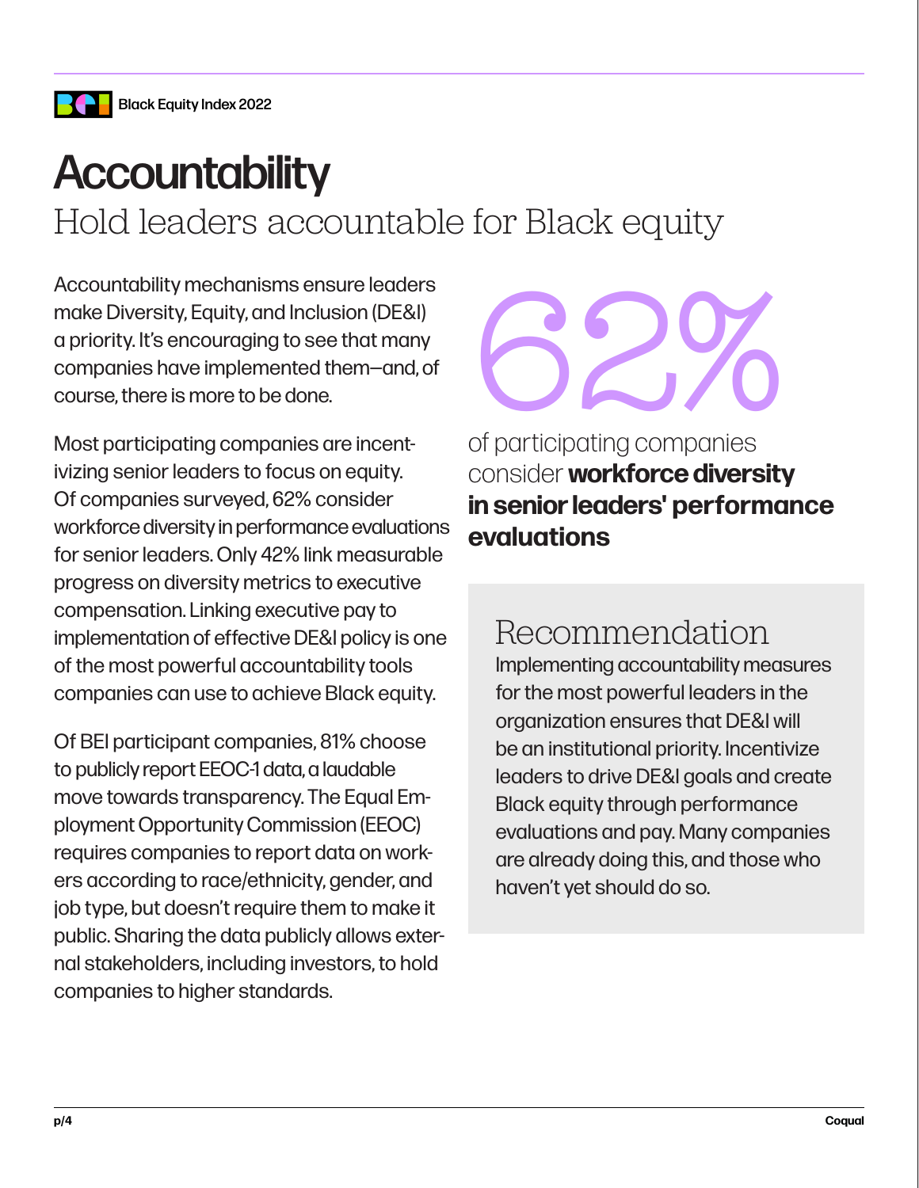# Accountability

## Hold leaders accountable for Black equity

Accountability mechanisms ensure leaders make Diversity, Equity, and Inclusion (DE&I) a priority. It's encouraging to see that many companies have implemented them—and, of course, there is more to be done.

Most participating companies are incentivizing senior leaders to focus on equity. Of companies surveyed, 62% consider workforce diversity in performance evaluations for senior leaders. Only 42% link measurable progress on diversity metrics to executive compensation. Linking executive pay to implementation of effective DE&I policy is one of the most powerful accountability tools companies can use to achieve Black equity.

Of BEI participant companies, 81% choose to publicly report EEOC-1 data, a laudable move towards transparency. The Equal Employment Opportunity Commission (EEOC) requires companies to report data on workers according to race/ethnicity, gender, and job type, but doesn't require them to make it public. Sharing the data publicly allows external stakeholders, including investors, to hold companies to higher standards.

62%

of participating companies consider **workforce diversity in senior leaders' performance evaluations**

### Recommendation

Implementing accountability measures for the most powerful leaders in the organization ensures that DE&I will be an institutional priority. Incentivize leaders to drive DE&I goals and create Black equity through performance evaluations and pay. Many companies are already doing this, and those who haven't yet should do so.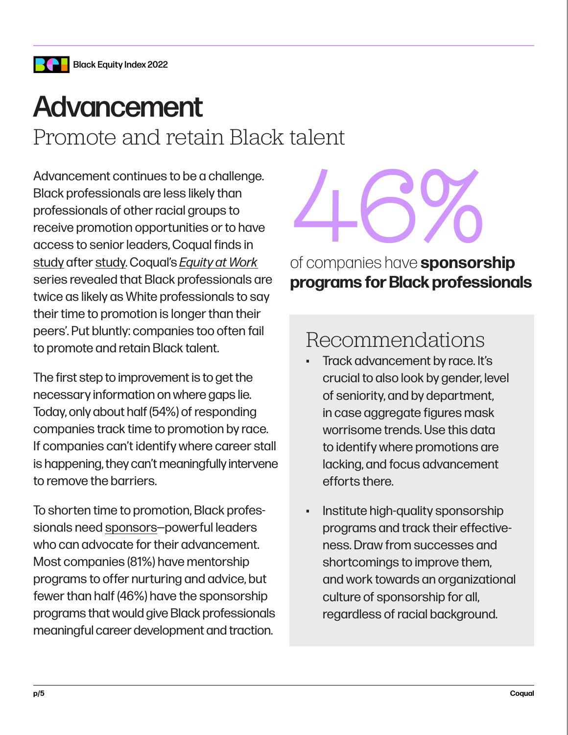# Advancement

## Promote and retain Black talent

Advancement continues to be a challenge. Black professionals are less likely than professionals of other racial groups to receive promotion opportunities or to have access to senior leaders, Coqual finds in study after study. Coqual's *Equity at Work* series revealed that Black professionals are twice as likely as White professionals to say their time to promotion is longer than their peers'. Put bluntly: companies too often fail to promote and retain Black talent.

The first step to improvement is to get the necessary information on where gaps lie. Today, only about half (54%) of responding companies track time to promotion by race. If companies can't identify where career stall is happening, they can't meaningfully intervene to remove the barriers.

To shorten time to promotion, Black professionals need sponsors—powerful leaders who can advocate for their advancement. Most companies (81%) have mentorship programs to offer nurturing and advice, but fewer than half (46%) have the sponsorship programs that would give Black professionals meaningful career development and traction.

46%

of companies have **sponsorship programs for Black professionals**

## Recommendations

- Track advancement by race. It's crucial to also look by gender, level of seniority, and by department, in case aggregate figures mask worrisome trends. Use this data to identify where promotions are lacking, and focus advancement efforts there.
- Institute high-quality sponsorship programs and track their effectiveness. Draw from successes and shortcomings to improve them, and work towards an organizational culture of sponsorship for all, regardless of racial background.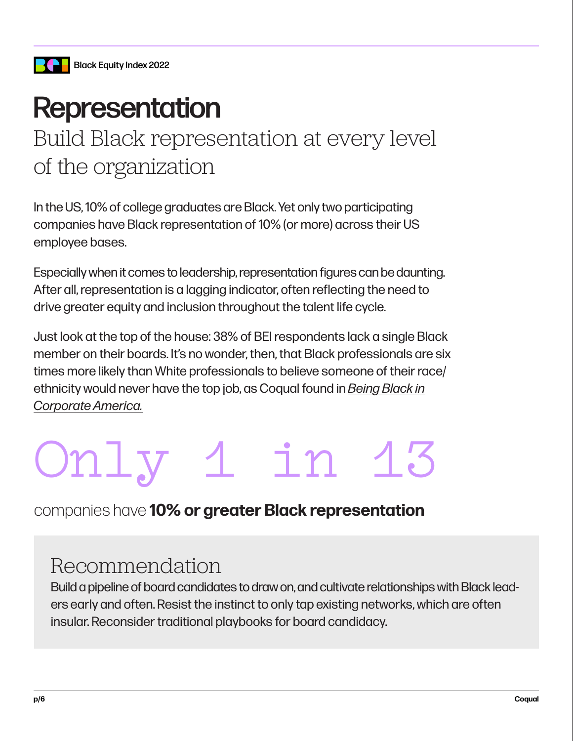# Representation

## Build Black representation at every level of the organization

In the US, 10% of college graduates are Black. Yet only two participating companies have Black representation of 10% (or more) across their US employee bases.

Especially when it comes to leadership, representation figures can be daunting. After all, representation is a lagging indicator, often reflecting the need to drive greater equity and inclusion throughout the talent life cycle.

Just look at the top of the house: 38% of BEI respondents lack a single Black member on their boards. It's no wonder, then, that Black professionals are six times more likely than White professionals to believe someone of their race/ethnicity would never have the top job, as Coqual found in *Being Black in Corporate America.*

Only 1 in 13

companies have **10% or greater Black representation**

## Recommendation

Build a pipeline of board candidates to draw on, and cultivate relationships with Black leaders early and often. Resist the instinct to only tap existing networks, which are often insular. Reconsider traditional playbooks for board candidacy.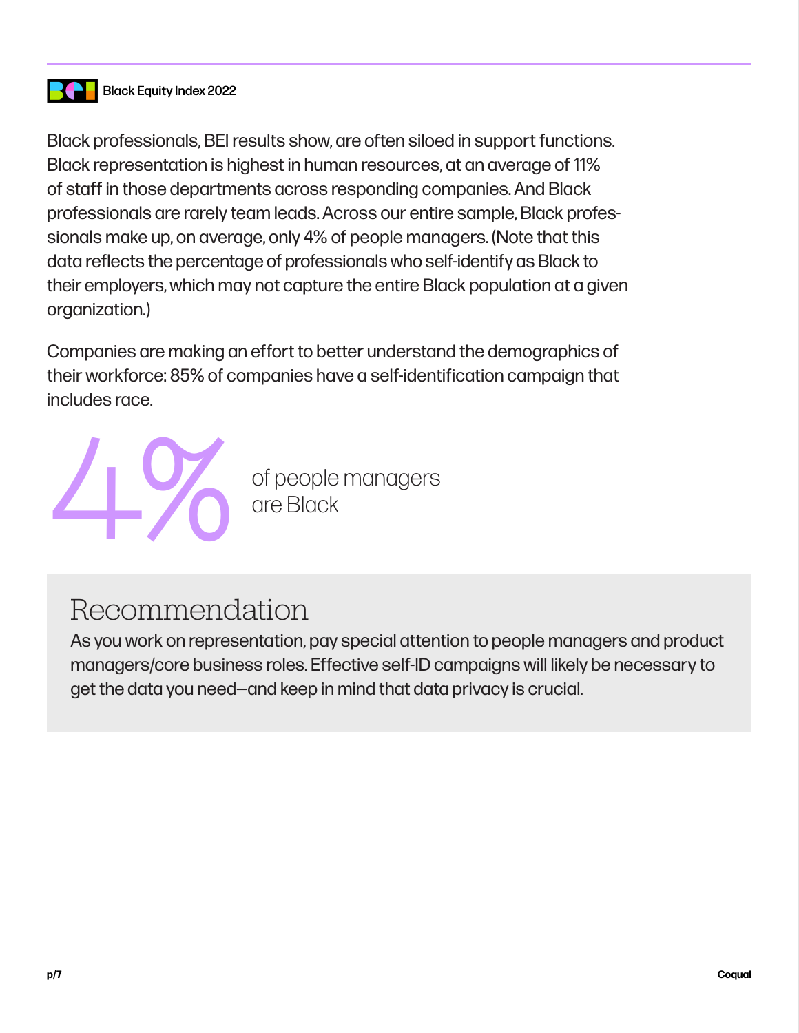Black professionals, BEI results show, are often siloed in support functions. Black representation is highest in human resources, at an average of 11% of staff in those departments across responding companies. And Black professionals are rarely team leads. Across our entire sample, Black professionals make up, on average, only 4% of people managers. (Note that this data reflects the percentage of professionals who self-identify as Black to their employers, which may not capture the entire Black population at a given organization.)

Companies are making an effort to better understand the demographics of their workforce: 85% of companies have a self-identification campaign that includes race.

**4%** of people managers are Black

## Recommendation

As you work on representation, pay special attention to people managers and product managers/core business roles. Effective self-ID campaigns will likely be necessary to get the data you need—and keep in mind that data privacy is crucial.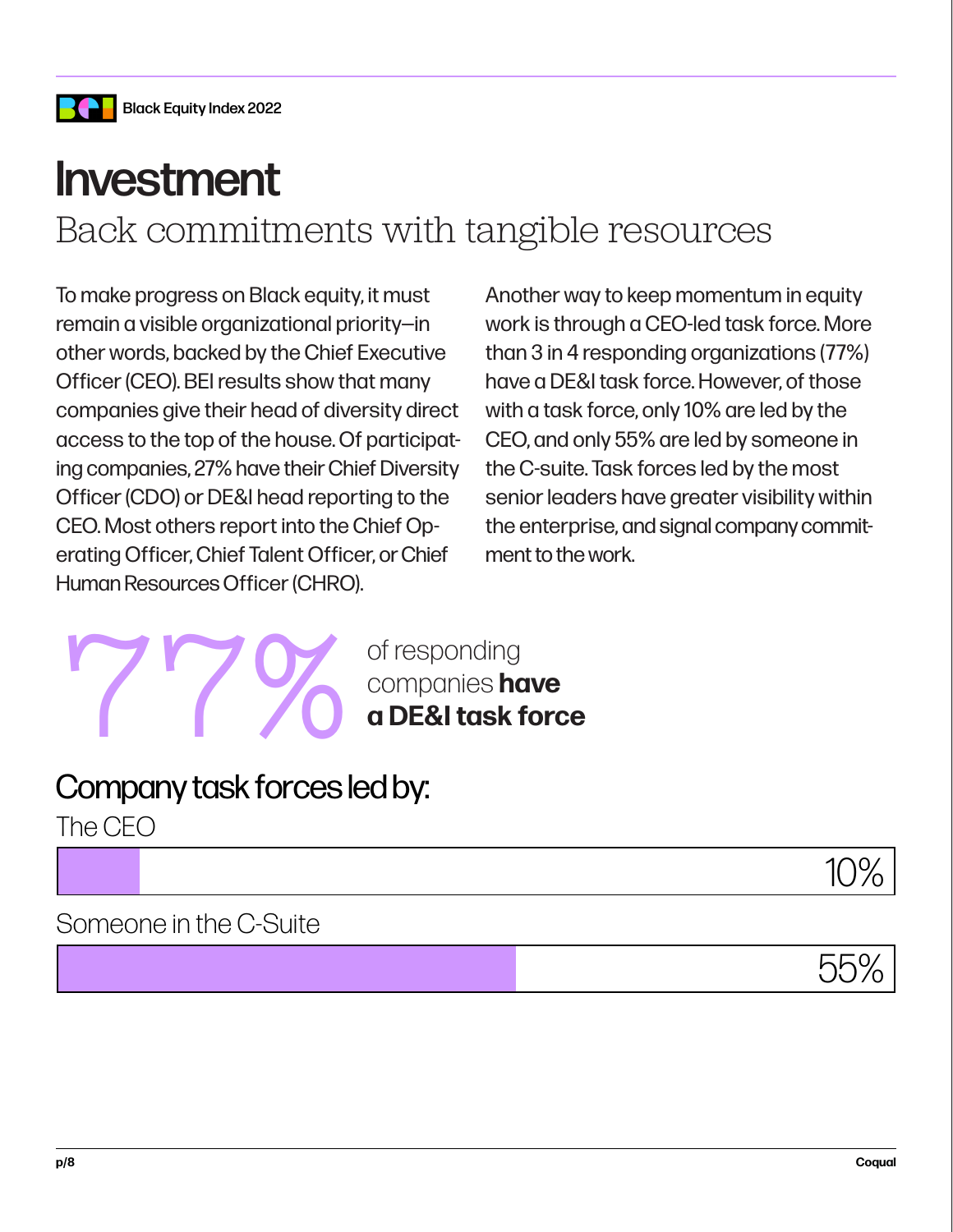# Investment

## Back commitments with tangible resources

To make progress on Black equity, it must remain a visible organizational priority—in other words, backed by the Chief Executive Officer (CEO). BEI results show that many companies give their head of diversity direct access to the top of the house. Of participating companies, 27% have their Chief Diversity Officer (CDO) or DE&I head reporting to the CEO. Most others report into the Chief Operating Officer, Chief Talent Officer, or Chief Human Resources Officer (CHRO).

Another way to keep momentum in equity work is through a CEO-led task force. More than 3 in 4 responding organizations (77%) have a DE&I task force. However, of those with a task force, only 10% are led by the CEO, and only 55% are led by someone in the C-suite. Task forces led by the most senior leaders have greater visibility within the enterprise, and signal company commitment to the work.

77% of responding companies **have a DE&I task force**

### Company task forces led by:

The CEO

10%

Someone in the C-Suite

55%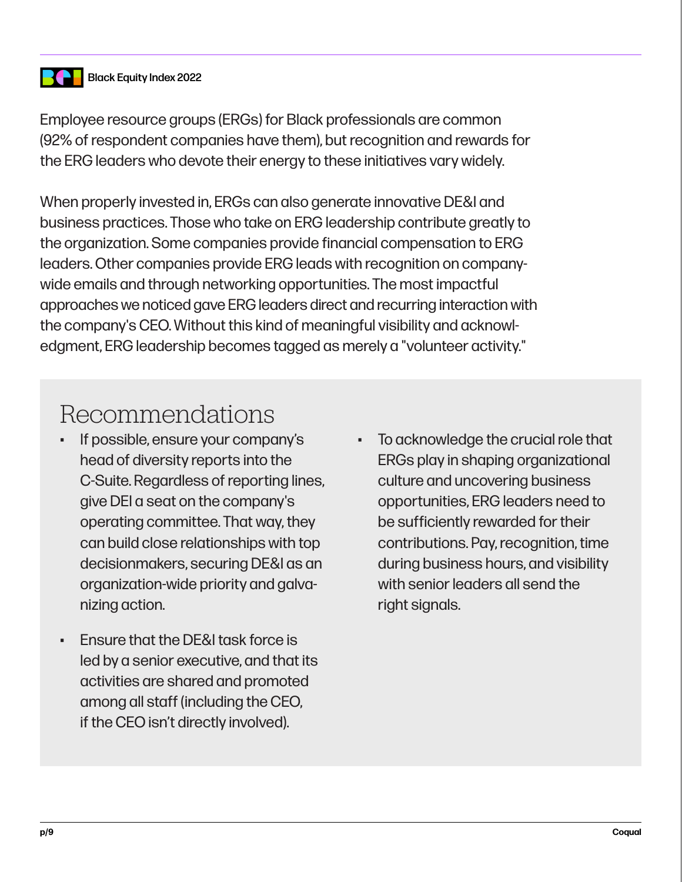Employee resource groups (ERGs) for Black professionals are common (92% of respondent companies have them), but recognition and rewards for the ERG leaders who devote their energy to these initiatives vary widely.

When properly invested in, ERGs can also generate innovative DE&I and business practices. Those who take on ERG leadership contribute greatly to the organization. Some companies provide financial compensation to ERG leaders. Other companies provide ERG leads with recognition on company-wide emails and through networking opportunities. The most impactful approaches we noticed gave ERG leaders direct and recurring interaction with the company's CEO. Without this kind of meaningful visibility and acknowledgment, ERG leadership becomes tagged as merely a "volunteer activity."

## Recommendations

- If possible, ensure your company's head of diversity reports into the C-Suite. Regardless of reporting lines, give DEI a seat on the company's operating committee. That way, they can build close relationships with top decisionmakers, securing DE&I as an organization-wide priority and galvanizing action.
- Ensure that the DE&I task force is led by a senior executive, and that its activities are shared and promoted among all staff (including the CEO, if the CEO isn't directly involved).
- To acknowledge the crucial role that ERGs play in shaping organizational culture and uncovering business opportunities, ERG leaders need to be sufficiently rewarded for their contributions. Pay, recognition, time during business hours, and visibility with senior leaders all send the right signals.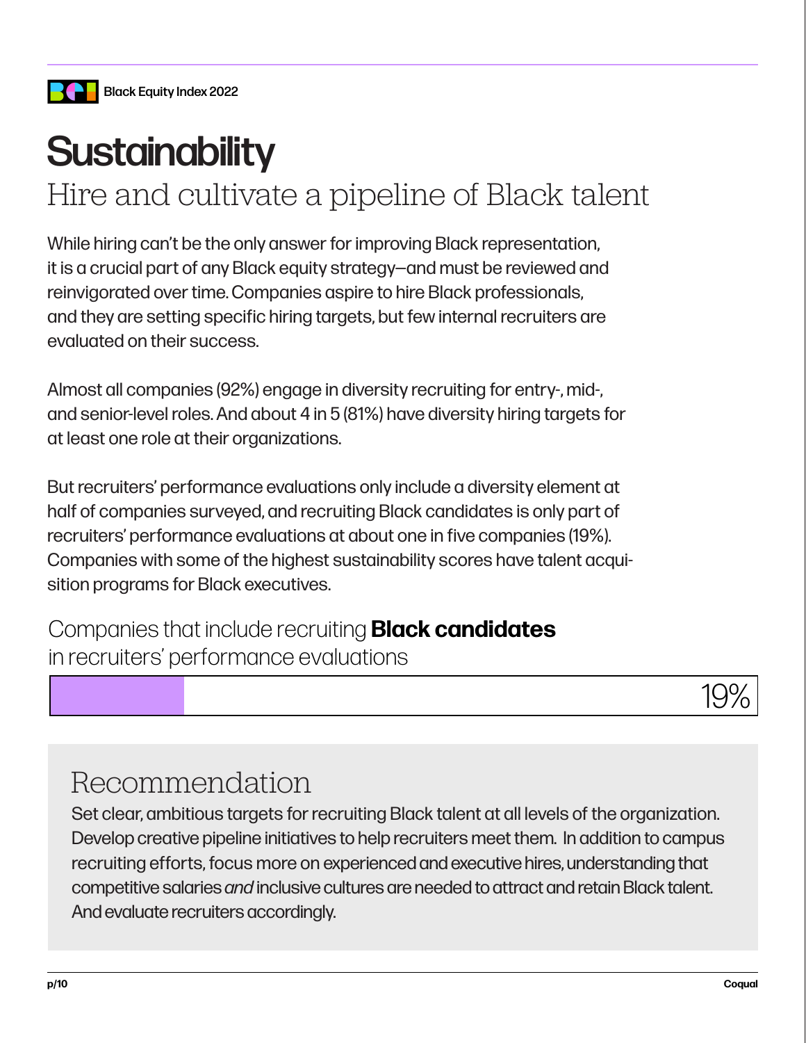# Sustainability

## Hire and cultivate a pipeline of Black talent

While hiring can't be the only answer for improving Black representation, it is a crucial part of any Black equity strategy—and must be reviewed and reinvigorated over time. Companies aspire to hire Black professionals, and they are setting specific hiring targets, but few internal recruiters are evaluated on their success.

Almost all companies (92%) engage in diversity recruiting for entry-, mid-, and senior-level roles. And about 4 in 5 (81%) have diversity hiring targets for at least one role at their organizations.

But recruiters' performance evaluations only include a diversity element at half of companies surveyed, and recruiting Black candidates is only part of recruiters' performance evaluations at about one in five companies (19%). Companies with some of the highest sustainability scores have talent acquisition programs for Black executives.

Companies that include recruiting **Black candidates** in recruiters' performance evaluations

19%

## Recommendation

Set clear, ambitious targets for recruiting Black talent at all levels of the organization. Develop creative pipeline initiatives to help recruiters meet them. In addition to campus recruiting efforts, focus more on experienced and executive hires, understanding that competitive salaries *and* inclusive cultures are needed to attract and retain Black talent. And evaluate recruiters accordingly.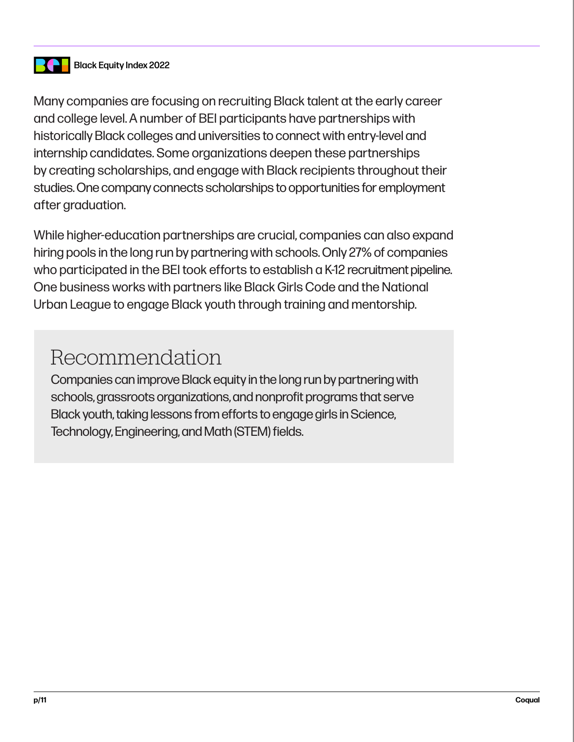Many companies are focusing on recruiting Black talent at the early career and college level. A number of BEI participants have partnerships with historically Black colleges and universities to connect with entry-level and internship candidates. Some organizations deepen these partnerships by creating scholarships, and engage with Black recipients throughout their studies. One company connects scholarships to opportunities for employment after graduation.

While higher-education partnerships are crucial, companies can also expand hiring pools in the long run by partnering with schools. Only 27% of companies who participated in the BEI took efforts to establish a K-12 recruitment pipeline. One business works with partners like Black Girls Code and the National Urban League to engage Black youth through training and mentorship.

## Recommendation

Companies can improve Black equity in the long run by partnering with schools, grassroots organizations, and nonprofit programs that serve Black youth, taking lessons from efforts to engage girls in Science, Technology, Engineering, and Math (STEM) fields.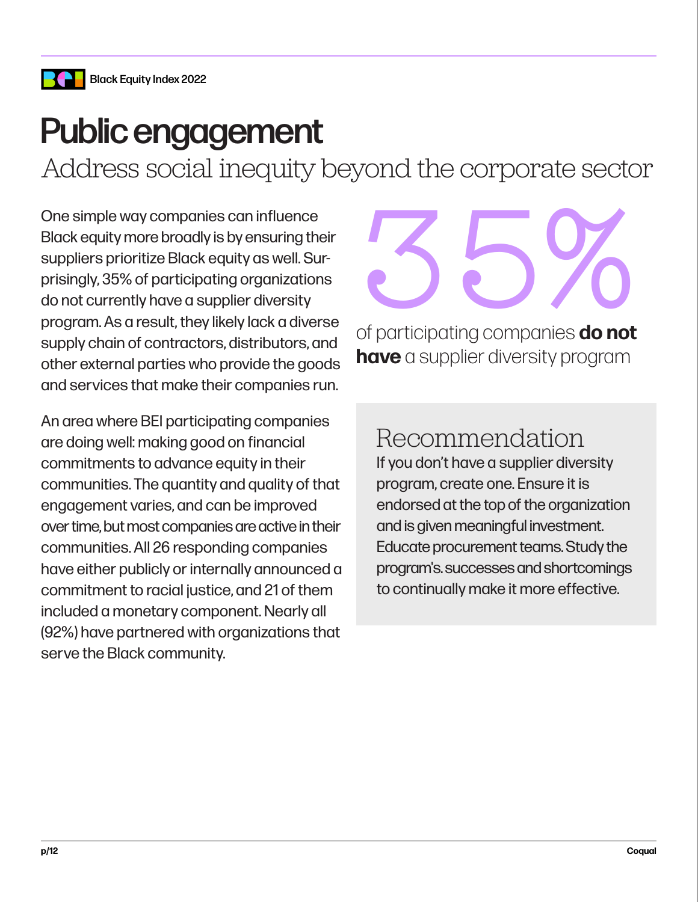# Public engagement

## Address social inequity beyond the corporate sector

One simple way companies can influence Black equity more broadly is by ensuring their suppliers prioritize Black equity as well. Surprisingly, 35% of participating organizations do not currently have a supplier diversity program. As a result, they likely lack a diverse supply chain of contractors, distributors, and other external parties who provide the goods and services that make their companies run.

An area where BEI participating companies are doing well: making good on financial commitments to advance equity in their communities. The quantity and quality of that engagement varies, and can be improved over time, but most companies are active in their communities. All 26 responding companies have either publicly or internally announced a commitment to racial justice, and 21 of them included a monetary component. Nearly all (92%) have partnered with organizations that serve the Black community.

35%

of participating companies **do not have** a supplier diversity program

### Recommendation

If you don't have a supplier diversity program, create one. Ensure it is endorsed at the top of the organization and is given meaningful investment. Educate procurement teams. Study the program's. successes and shortcomings to continually make it more effective.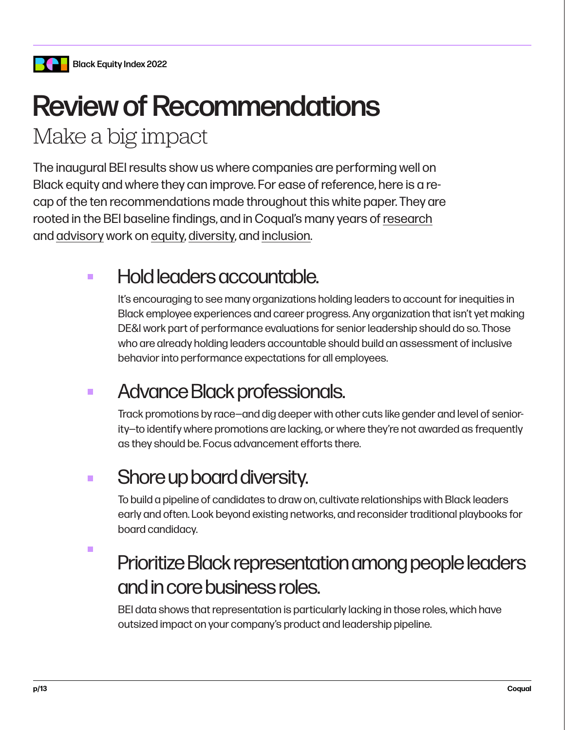# Review of Recommendations

## Make a big impact

The inaugural BEI results show us where companies are performing well on Black equity and where they can improve. For ease of reference, here is a recap of the ten recommendations made throughout this white paper. They are rooted in the BEI baseline findings, and in Coqual's many years of research and advisory work on equity, diversity, and inclusion.

- ### Hold leaders accountable.

  It's encouraging to see many organizations holding leaders to account for inequities in Black employee experiences and career progress. Any organization that isn't yet making DE&I work part of performance evaluations for senior leadership should do so. Those who are already holding leaders accountable should build an assessment of inclusive behavior into performance expectations for all employees.

- ### Advance Black professionals.

  Track promotions by race—and dig deeper with other cuts like gender and level of seniority—to identify where promotions are lacking, or where they're not awarded as frequently as they should be. Focus advancement efforts there.

- ### Shore up board diversity.

  To build a pipeline of candidates to draw on, cultivate relationships with Black leaders early and often. Look beyond existing networks, and reconsider traditional playbooks for board candidacy.

- ### Prioritize Black representation among people leaders and in core business roles.

  BEI data shows that representation is particularly lacking in those roles, which have outsized impact on your company's product and leadership pipeline.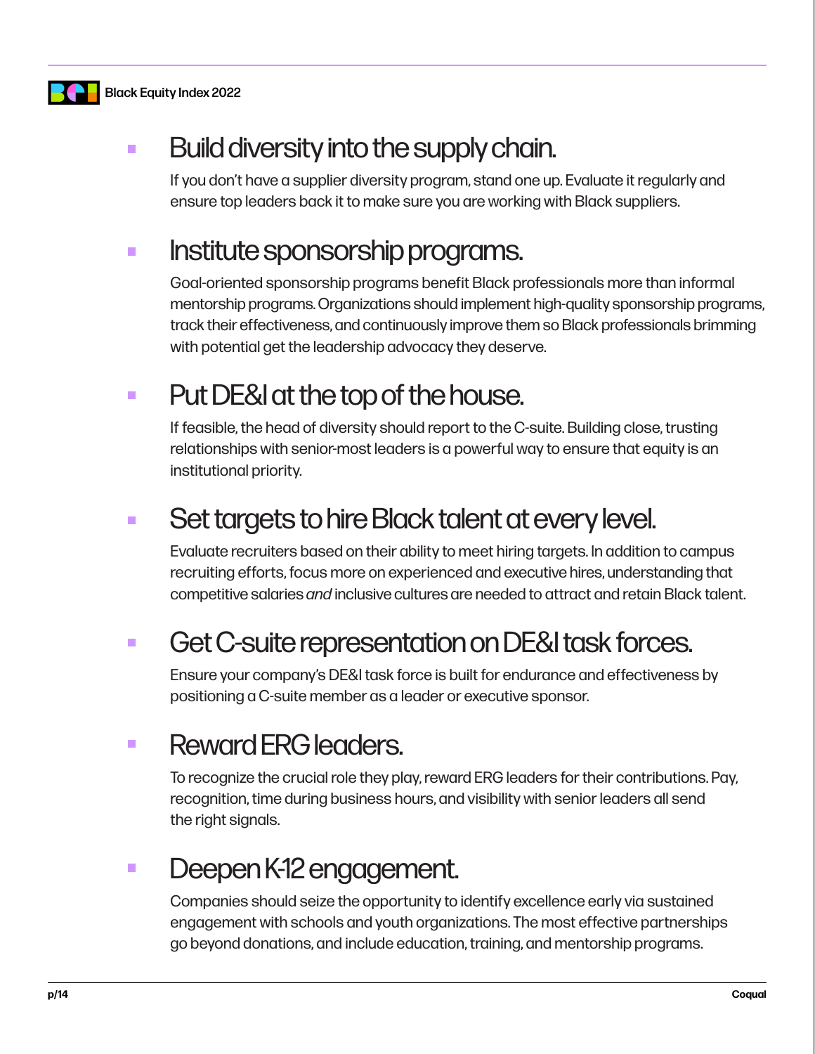- ## Build diversity into the supply chain.

  If you don't have a supplier diversity program, stand one up. Evaluate it regularly and ensure top leaders back it to make sure you are working with Black suppliers.

- ## Institute sponsorship programs.

  Goal-oriented sponsorship programs benefit Black professionals more than informal mentorship programs. Organizations should implement high-quality sponsorship programs, track their effectiveness, and continuously improve them so Black professionals brimming with potential get the leadership advocacy they deserve.

- ## Put DE&I at the top of the house.

  If feasible, the head of diversity should report to the C-suite. Building close, trusting relationships with senior-most leaders is a powerful way to ensure that equity is an institutional priority.

- ## Set targets to hire Black talent at every level.

  Evaluate recruiters based on their ability to meet hiring targets. In addition to campus recruiting efforts, focus more on experienced and executive hires, understanding that competitive salaries *and* inclusive cultures are needed to attract and retain Black talent.

- ## Get C-suite representation on DE&I task forces.

  Ensure your company's DE&I task force is built for endurance and effectiveness by positioning a C-suite member as a leader or executive sponsor.

- ## Reward ERG leaders.

  To recognize the crucial role they play, reward ERG leaders for their contributions. Pay, recognition, time during business hours, and visibility with senior leaders all send the right signals.

- ## Deepen K-12 engagement.

  Companies should seize the opportunity to identify excellence early via sustained engagement with schools and youth organizations. The most effective partnerships go beyond donations, and include education, training, and mentorship programs.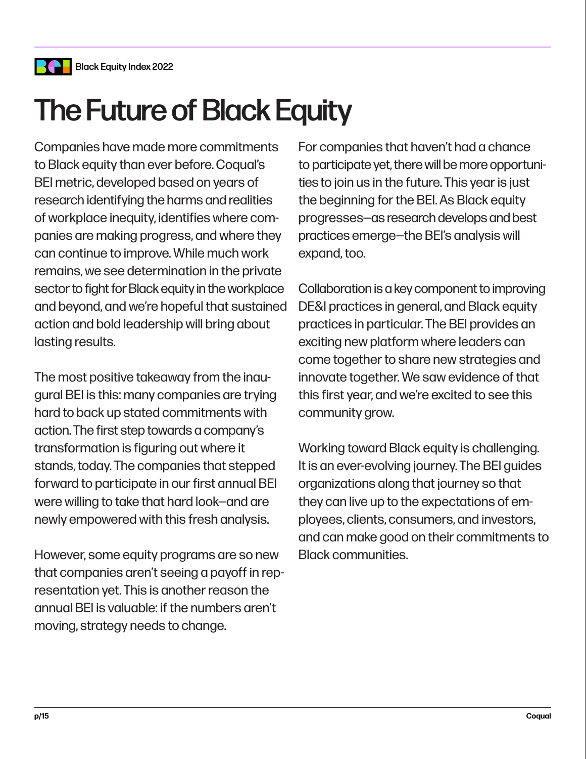# The Future of Black Equity

Companies have made more commitments to Black equity than ever before. Coqual's BEI metric, developed based on years of research identifying the harms and realities of workplace inequity, identifies where companies are making progress, and where they can continue to improve. While much work remains, we see determination in the private sector to fight for Black equity in the workplace and beyond, and we're hopeful that sustained action and bold leadership will bring about lasting results.

The most positive takeaway from the inaugural BEI is this: many companies are trying hard to back up stated commitments with action. The first step towards a company's transformation is figuring out where it stands, today. The companies that stepped forward to participate in our first annual BEI were willing to take that hard look—and are newly empowered with this fresh analysis.

However, some equity programs are so new that companies aren't seeing a payoff in representation yet. This is another reason the annual BEI is valuable: if the numbers aren't moving, strategy needs to change.

For companies that haven't had a chance to participate yet, there will be more opportunities to join us in the future. This year is just the beginning for the BEI. As Black equity progresses—as research develops and best practices emerge—the BEI's analysis will expand, too.

Collaboration is a key component to improving DE&I practices in general, and Black equity practices in particular. The BEI provides an exciting new platform where leaders can come together to share new strategies and innovate together. We saw evidence of that this first year, and we're excited to see this community grow.

Working toward Black equity is challenging. It is an ever-evolving journey. The BEI guides organizations along that journey so that they can live up to the expectations of employees, clients, consumers, and investors, and can make good on their commitments to Black communities.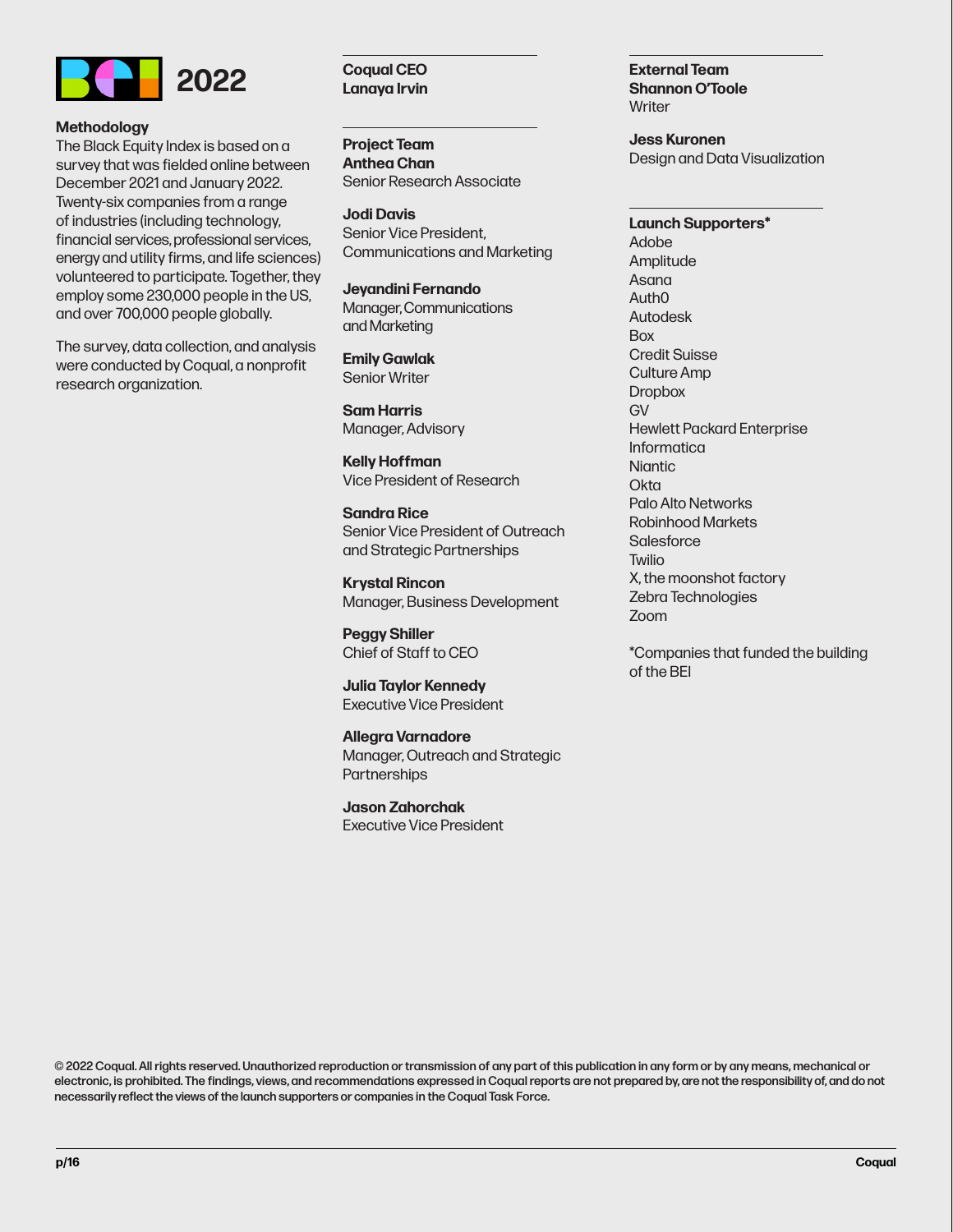# BEI 2022

### Methodology

The Black Equity Index is based on a survey that was fielded online between December 2021 and January 2022. Twenty-six companies from a range of industries (including technology, financial services, professional services, energy and utility firms, and life sciences) volunteered to participate. Together, they employ some 230,000 people in the US, and over 700,000 people globally.

The survey, data collection, and analysis were conducted by Coqual, a nonprofit research organization.

**Coqual CEO**
**Lanaya Irvin**

**Project Team**

**Anthea Chan**
Senior Research Associate

**Jodi Davis**
Senior Vice President, Communications and Marketing

**Jeyandini Fernando**
Manager, Communications and Marketing

**Emily Gawlak**
Senior Writer

**Sam Harris**
Manager, Advisory

**Kelly Hoffman**
Vice President of Research

**Sandra Rice**
Senior Vice President of Outreach and Strategic Partnerships

**Krystal Rincon**
Manager, Business Development

**Peggy Shiller**
Chief of Staff to CEO

**Julia Taylor Kennedy**
Executive Vice President

**Allegra Varnadore**
Manager, Outreach and Strategic Partnerships

**Jason Zahorchak**
Executive Vice President

**External Team**

**Shannon O'Toole**
Writer

**Jess Kuronen**
Design and Data Visualization

**Launch Supporters***

Adobe
Amplitude
Asana
Auth0
Autodesk
Box
Credit Suisse
Culture Amp
Dropbox
GV
Hewlett Packard Enterprise
Informatica
Niantic
Okta
Palo Alto Networks
Robinhood Markets
Salesforce
Twilio
X, the moonshot factory
Zebra Technologies
Zoom

*Companies that funded the building of the BEI

© 2022 Coqual. All rights reserved. Unauthorized reproduction or transmission of any part of this publication in any form or by any means, mechanical or electronic, is prohibited. The findings, views, and recommendations expressed in Coqual reports are not prepared by, are not the responsibility of, and do not necessarily reflect the views of the launch supporters or companies in the Coqual Task Force.